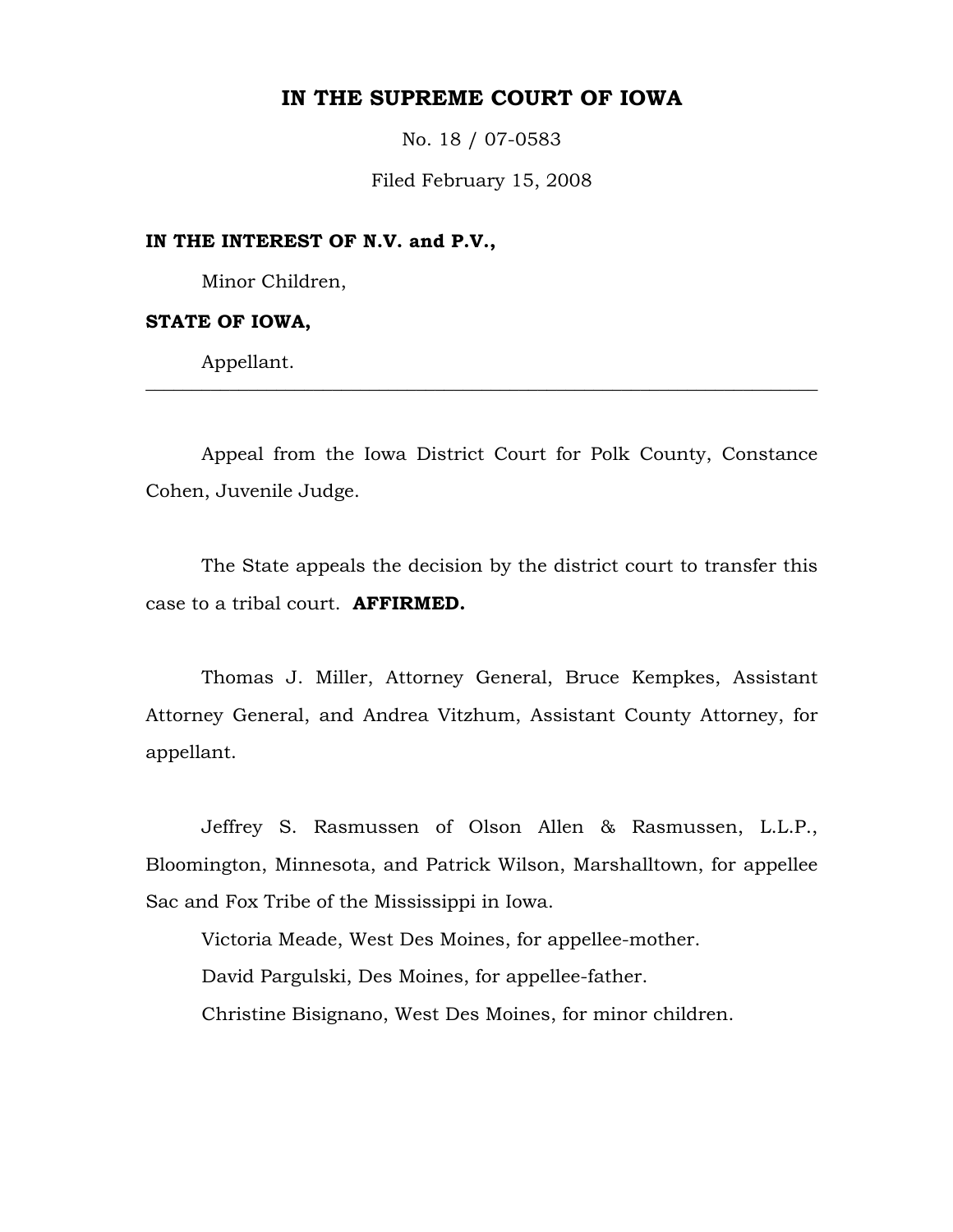# IN THE SUPREME COURT OF IOWA

No. 18 / 07-0583

Filed February 15, 2008

**IN THE INTEREST OF N.V. and P.V.,**

Minor Children,

**STATE OF IOWA,**

Appellant.

---

Appeal from the Iowa District Court for Polk County, Constance Cohen, Juvenile Judge.

The State appeals the decision by the district court to transfer this case to a tribal court. **AFFIRMED.**

Thomas J. Miller, Attorney General, Bruce Kempkes, Assistant Attorney General, and Andrea Vitzhum, Assistant County Attorney, for appellant.

Jeffrey S. Rasmussen of Olson Allen & Rasmussen, L.L.P., Bloomington, Minnesota, and Patrick Wilson, Marshalltown, for appellee Sac and Fox Tribe of the Mississippi in Iowa.

Victoria Meade, West Des Moines, for appellee-mother.

David Pargulski, Des Moines, for appellee-father.

Christine Bisignano, West Des Moines, for minor children.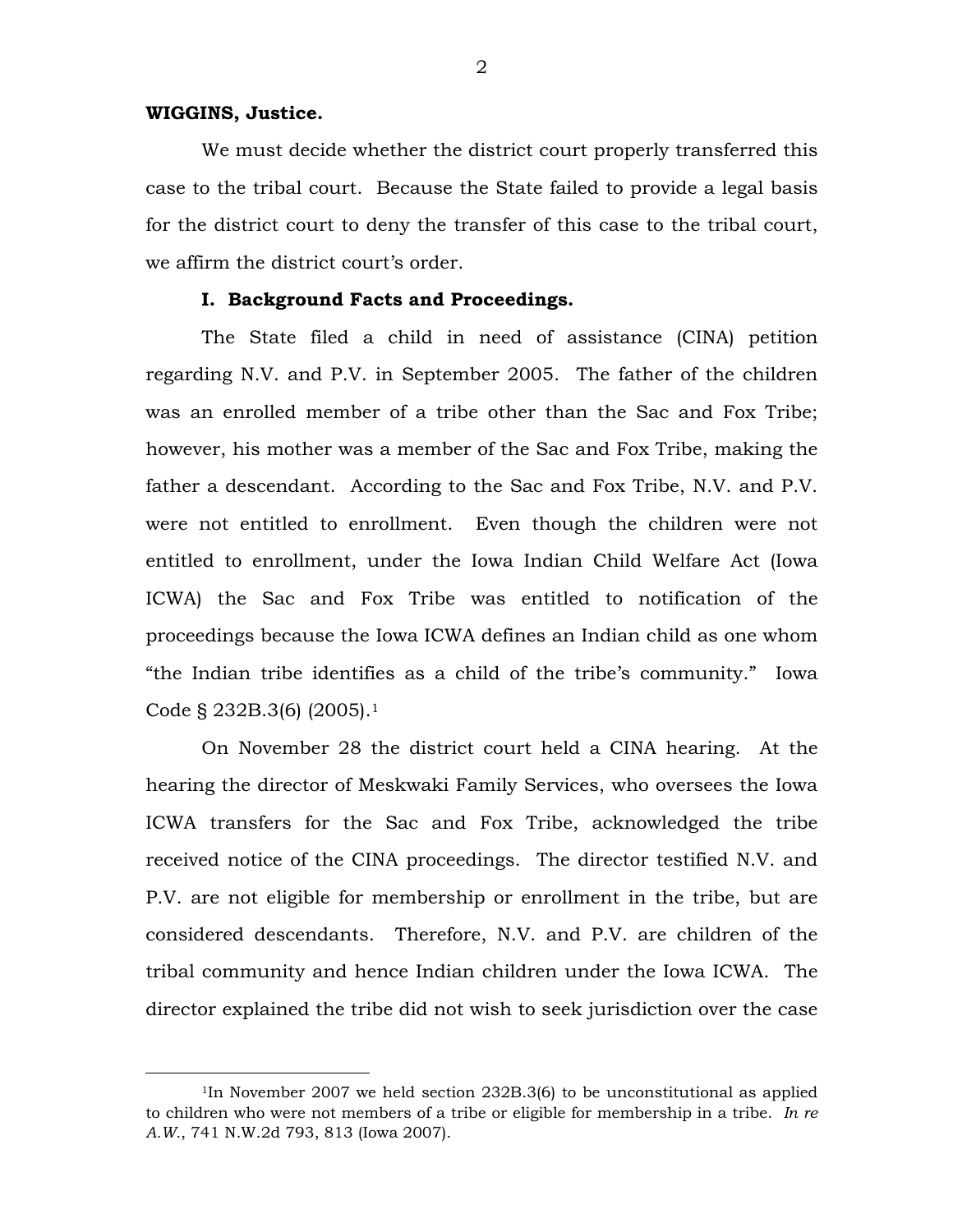**WIGGINS, Justice.**

We must decide whether the district court properly transferred this case to the tribal court. Because the State failed to provide a legal basis for the district court to deny the transfer of this case to the tribal court, we affirm the district court's order.

**I. Background Facts and Proceedings.**

The State filed a child in need of assistance (CINA) petition regarding N.V. and P.V. in September 2005. The father of the children was an enrolled member of a tribe other than the Sac and Fox Tribe; however, his mother was a member of the Sac and Fox Tribe, making the father a descendant. According to the Sac and Fox Tribe, N.V. and P.V. were not entitled to enrollment. Even though the children were not entitled to enrollment, under the Iowa Indian Child Welfare Act (Iowa ICWA) the Sac and Fox Tribe was entitled to notification of the proceedings because the Iowa ICWA defines an Indian child as one whom "the Indian tribe identifies as a child of the tribe's community." Iowa Code § 232B.3(6) (2005).[1]

On November 28 the district court held a CINA hearing. At the hearing the director of Meskwaki Family Services, who oversees the Iowa ICWA transfers for the Sac and Fox Tribe, acknowledged the tribe received notice of the CINA proceedings. The director testified N.V. and P.V. are not eligible for membership or enrollment in the tribe, but are considered descendants. Therefore, N.V. and P.V. are children of the tribal community and hence Indian children under the Iowa ICWA. The director explained the tribe did not wish to seek jurisdiction over the case

[1]In November 2007 we held section 232B.3(6) to be unconstitutional as applied to children who were not members of a tribe or eligible for membership in a tribe. *In re A.W.*, 741 N.W.2d 793, 813 (Iowa 2007).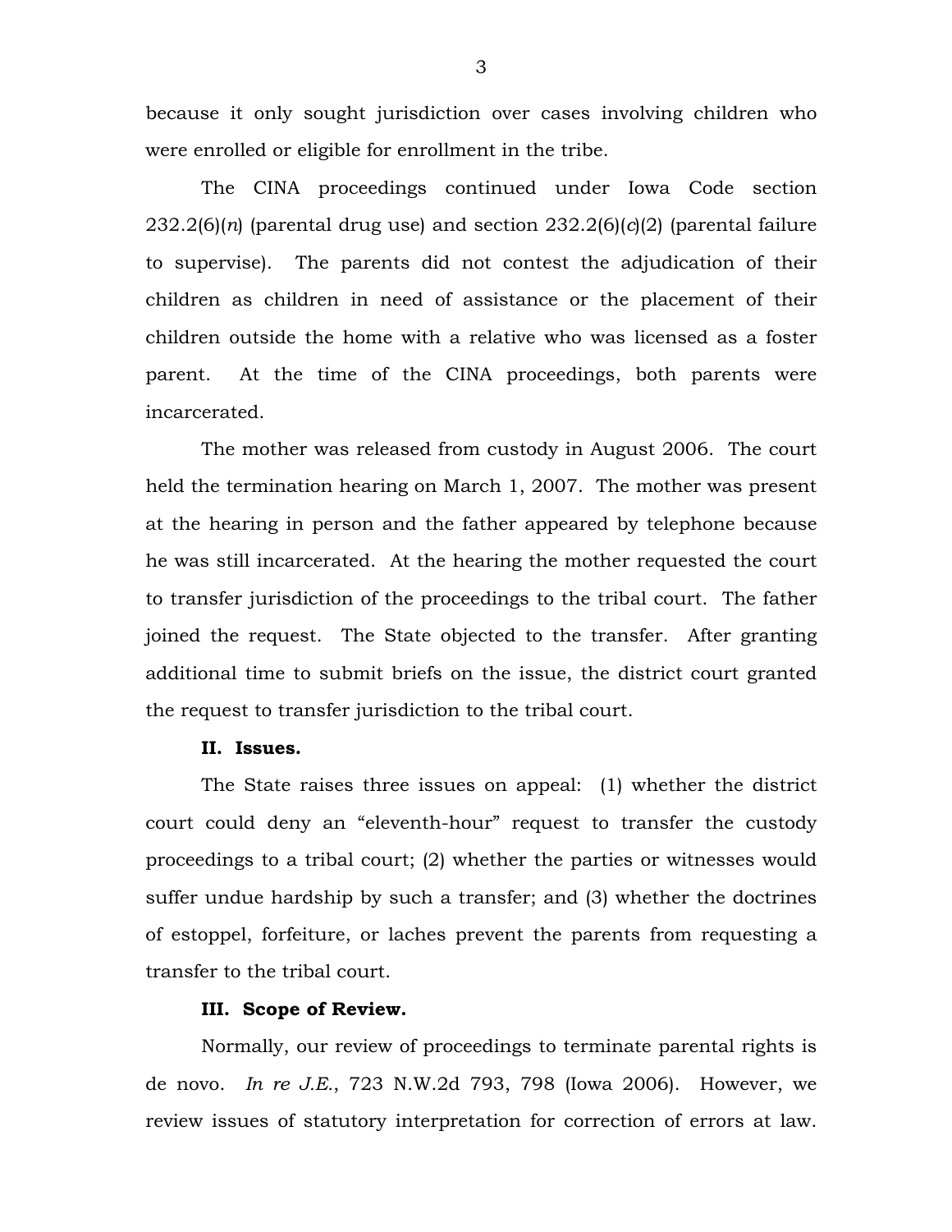because it only sought jurisdiction over cases involving children who were enrolled or eligible for enrollment in the tribe.

The CINA proceedings continued under Iowa Code section 232.2(6)(*n*) (parental drug use) and section 232.2(6)(*c*)(2) (parental failure to supervise). The parents did not contest the adjudication of their children as children in need of assistance or the placement of their children outside the home with a relative who was licensed as a foster parent. At the time of the CINA proceedings, both parents were incarcerated.

The mother was released from custody in August 2006. The court held the termination hearing on March 1, 2007. The mother was present at the hearing in person and the father appeared by telephone because he was still incarcerated. At the hearing the mother requested the court to transfer jurisdiction of the proceedings to the tribal court. The father joined the request. The State objected to the transfer. After granting additional time to submit briefs on the issue, the district court granted the request to transfer jurisdiction to the tribal court.

**II. Issues.**

The State raises three issues on appeal: (1) whether the district court could deny an "eleventh-hour" request to transfer the custody proceedings to a tribal court; (2) whether the parties or witnesses would suffer undue hardship by such a transfer; and (3) whether the doctrines of estoppel, forfeiture, or laches prevent the parents from requesting a transfer to the tribal court.

**III. Scope of Review.**

Normally, our review of proceedings to terminate parental rights is de novo. *In re J.E.*, 723 N.W.2d 793, 798 (Iowa 2006). However, we review issues of statutory interpretation for correction of errors at law.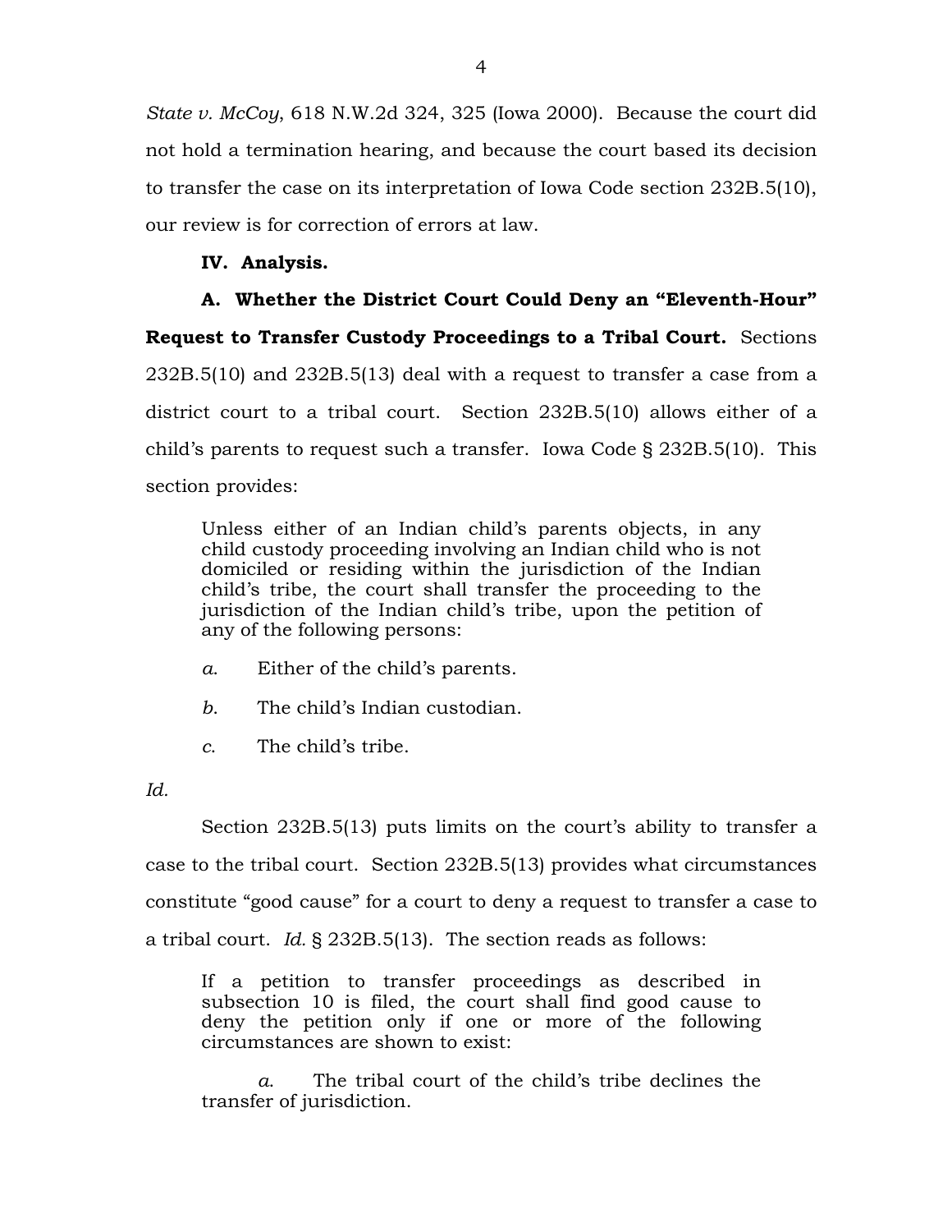*State v. McCoy*, 618 N.W.2d 324, 325 (Iowa 2000). Because the court did not hold a termination hearing, and because the court based its decision to transfer the case on its interpretation of Iowa Code section 232B.5(10), our review is for correction of errors at law.

**IV. Analysis.**

**A. Whether the District Court Could Deny an "Eleventh-Hour" Request to Transfer Custody Proceedings to a Tribal Court.** Sections 232B.5(10) and 232B.5(13) deal with a request to transfer a case from a district court to a tribal court. Section 232B.5(10) allows either of a child's parents to request such a transfer. Iowa Code § 232B.5(10). This section provides:

> Unless either of an Indian child's parents objects, in any child custody proceeding involving an Indian child who is not domiciled or residing within the jurisdiction of the Indian child's tribe, the court shall transfer the proceeding to the jurisdiction of the Indian child's tribe, upon the petition of any of the following persons:
>
> *a.* Either of the child's parents.
>
> *b.* The child's Indian custodian.
>
> *c.* The child's tribe.

*Id.*

Section 232B.5(13) puts limits on the court's ability to transfer a case to the tribal court. Section 232B.5(13) provides what circumstances constitute "good cause" for a court to deny a request to transfer a case to a tribal court. *Id.* § 232B.5(13). The section reads as follows:

> If a petition to transfer proceedings as described in subsection 10 is filed, the court shall find good cause to deny the petition only if one or more of the following circumstances are shown to exist:
>
> *a.* The tribal court of the child's tribe declines the transfer of jurisdiction.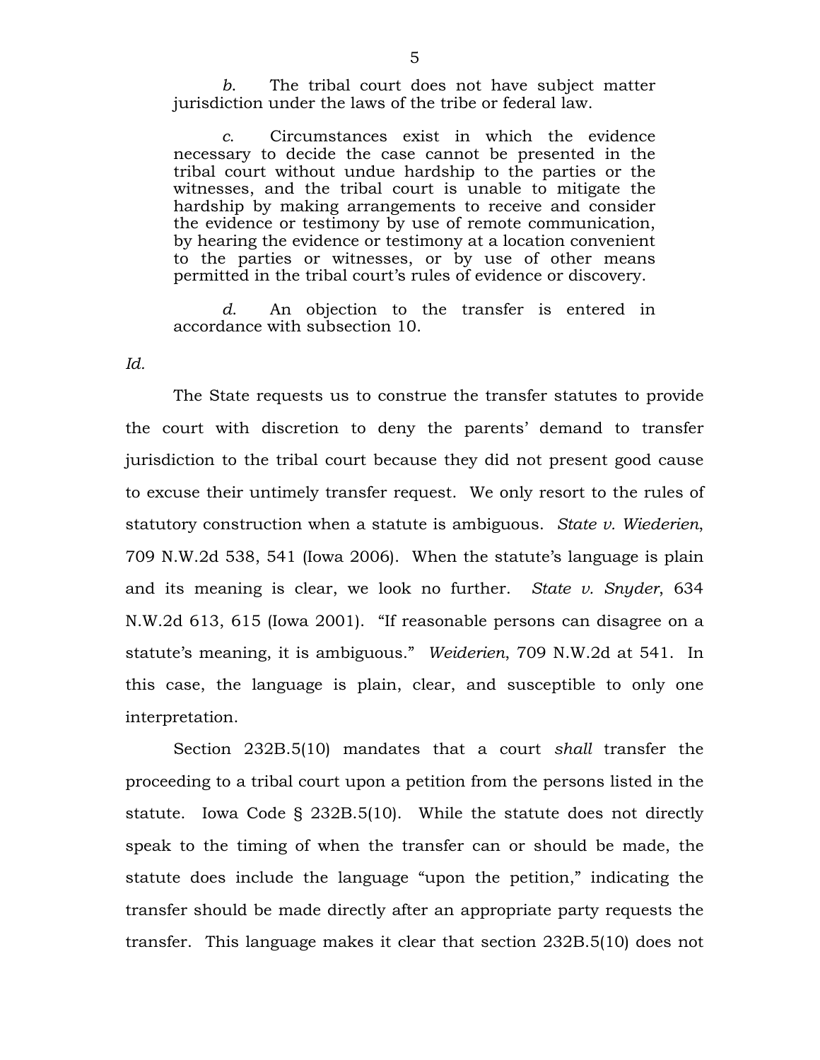> *b.* The tribal court does not have subject matter jurisdiction under the laws of the tribe or federal law.
>
> *c.* Circumstances exist in which the evidence necessary to decide the case cannot be presented in the tribal court without undue hardship to the parties or the witnesses, and the tribal court is unable to mitigate the hardship by making arrangements to receive and consider the evidence or testimony by use of remote communication, by hearing the evidence or testimony at a location convenient to the parties or witnesses, or by use of other means permitted in the tribal court's rules of evidence or discovery.
>
> *d.* An objection to the transfer is entered in accordance with subsection 10.

*Id.*

The State requests us to construe the transfer statutes to provide the court with discretion to deny the parents' demand to transfer jurisdiction to the tribal court because they did not present good cause to excuse their untimely transfer request. We only resort to the rules of statutory construction when a statute is ambiguous. *State v. Wiederien*, 709 N.W.2d 538, 541 (Iowa 2006). When the statute's language is plain and its meaning is clear, we look no further. *State v. Snyder*, 634 N.W.2d 613, 615 (Iowa 2001). "If reasonable persons can disagree on a statute's meaning, it is ambiguous." *Weiderien*, 709 N.W.2d at 541. In this case, the language is plain, clear, and susceptible to only one interpretation.

Section 232B.5(10) mandates that a court *shall* transfer the proceeding to a tribal court upon a petition from the persons listed in the statute. Iowa Code § 232B.5(10). While the statute does not directly speak to the timing of when the transfer can or should be made, the statute does include the language "upon the petition," indicating the transfer should be made directly after an appropriate party requests the transfer. This language makes it clear that section 232B.5(10) does not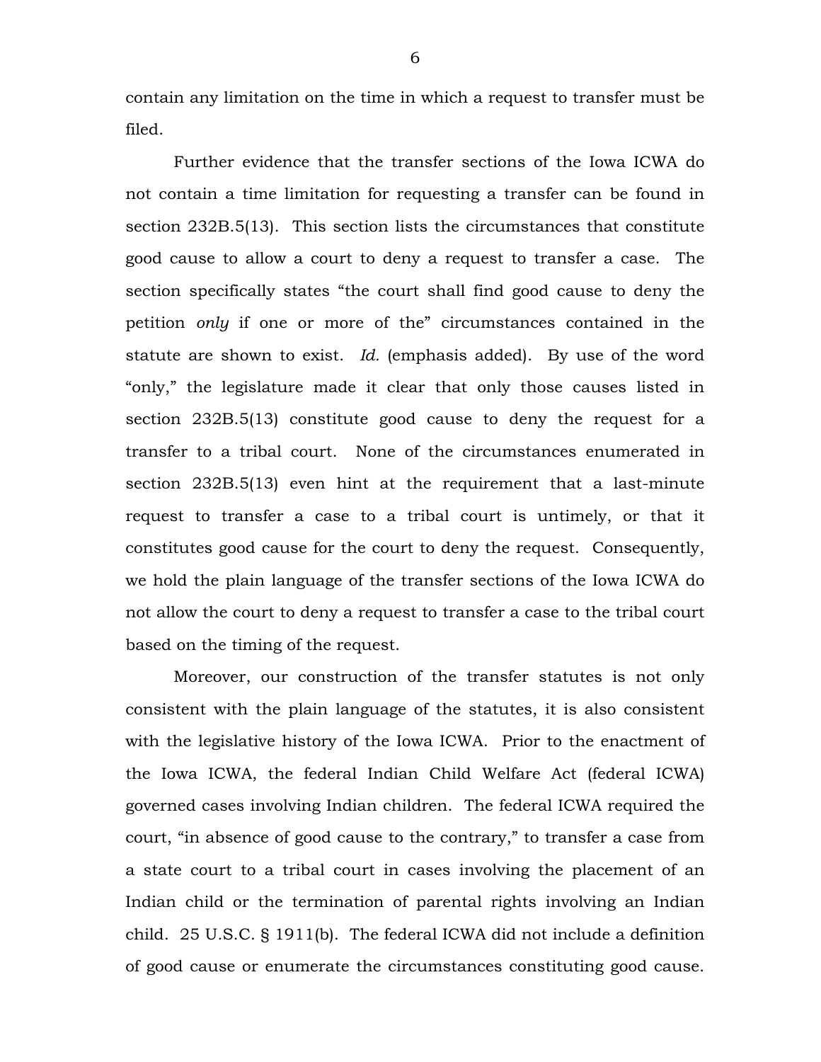contain any limitation on the time in which a request to transfer must be filed.

Further evidence that the transfer sections of the Iowa ICWA do not contain a time limitation for requesting a transfer can be found in section 232B.5(13). This section lists the circumstances that constitute good cause to allow a court to deny a request to transfer a case. The section specifically states "the court shall find good cause to deny the petition *only* if one or more of the" circumstances contained in the statute are shown to exist. *Id.* (emphasis added). By use of the word "only," the legislature made it clear that only those causes listed in section 232B.5(13) constitute good cause to deny the request for a transfer to a tribal court. None of the circumstances enumerated in section 232B.5(13) even hint at the requirement that a last-minute request to transfer a case to a tribal court is untimely, or that it constitutes good cause for the court to deny the request. Consequently, we hold the plain language of the transfer sections of the Iowa ICWA do not allow the court to deny a request to transfer a case to the tribal court based on the timing of the request.

Moreover, our construction of the transfer statutes is not only consistent with the plain language of the statutes, it is also consistent with the legislative history of the Iowa ICWA. Prior to the enactment of the Iowa ICWA, the federal Indian Child Welfare Act (federal ICWA) governed cases involving Indian children. The federal ICWA required the court, "in absence of good cause to the contrary," to transfer a case from a state court to a tribal court in cases involving the placement of an Indian child or the termination of parental rights involving an Indian child. 25 U.S.C. § 1911(b). The federal ICWA did not include a definition of good cause or enumerate the circumstances constituting good cause.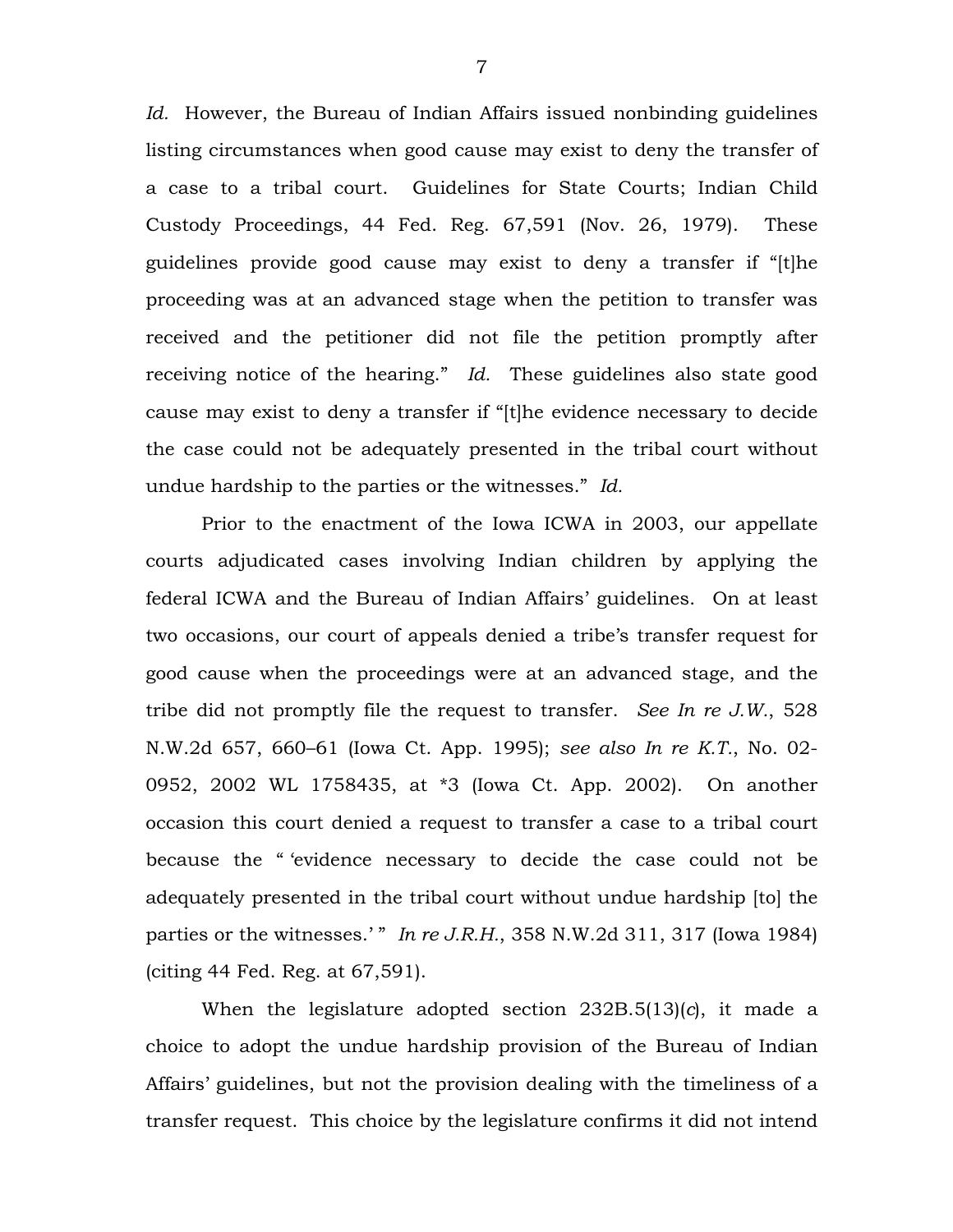*Id.* However, the Bureau of Indian Affairs issued nonbinding guidelines listing circumstances when good cause may exist to deny the transfer of a case to a tribal court. Guidelines for State Courts; Indian Child Custody Proceedings, 44 Fed. Reg. 67,591 (Nov. 26, 1979). These guidelines provide good cause may exist to deny a transfer if "[t]he proceeding was at an advanced stage when the petition to transfer was received and the petitioner did not file the petition promptly after receiving notice of the hearing." *Id.* These guidelines also state good cause may exist to deny a transfer if "[t]he evidence necessary to decide the case could not be adequately presented in the tribal court without undue hardship to the parties or the witnesses." *Id.*

Prior to the enactment of the Iowa ICWA in 2003, our appellate courts adjudicated cases involving Indian children by applying the federal ICWA and the Bureau of Indian Affairs' guidelines. On at least two occasions, our court of appeals denied a tribe's transfer request for good cause when the proceedings were at an advanced stage, and the tribe did not promptly file the request to transfer. *See In re J.W.*, 528 N.W.2d 657, 660–61 (Iowa Ct. App. 1995); *see also In re K.T.*, No. 02-0952, 2002 WL 1758435, at *3 (Iowa Ct. App. 2002). On another occasion this court denied a request to transfer a case to a tribal court because the " 'evidence necessary to decide the case could not be adequately presented in the tribal court without undue hardship [to] the parties or the witnesses.' " *In re J.R.H.*, 358 N.W.2d 311, 317 (Iowa 1984) (citing 44 Fed. Reg. at 67,591).

When the legislature adopted section 232B.5(13)(*c*), it made a choice to adopt the undue hardship provision of the Bureau of Indian Affairs' guidelines, but not the provision dealing with the timeliness of a transfer request. This choice by the legislature confirms it did not intend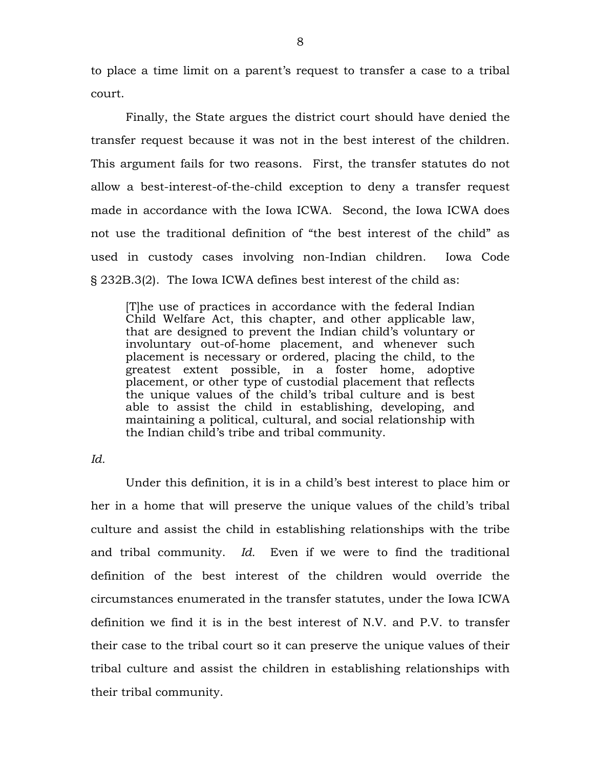to place a time limit on a parent's request to transfer a case to a tribal court.

Finally, the State argues the district court should have denied the transfer request because it was not in the best interest of the children. This argument fails for two reasons. First, the transfer statutes do not allow a best-interest-of-the-child exception to deny a transfer request made in accordance with the Iowa ICWA. Second, the Iowa ICWA does not use the traditional definition of "the best interest of the child" as used in custody cases involving non-Indian children. Iowa Code § 232B.3(2). The Iowa ICWA defines best interest of the child as:

> [T]he use of practices in accordance with the federal Indian Child Welfare Act, this chapter, and other applicable law, that are designed to prevent the Indian child's voluntary or involuntary out-of-home placement, and whenever such placement is necessary or ordered, placing the child, to the greatest extent possible, in a foster home, adoptive placement, or other type of custodial placement that reflects the unique values of the child's tribal culture and is best able to assist the child in establishing, developing, and maintaining a political, cultural, and social relationship with the Indian child's tribe and tribal community.

*Id.*

Under this definition, it is in a child's best interest to place him or her in a home that will preserve the unique values of the child's tribal culture and assist the child in establishing relationships with the tribe and tribal community. *Id.* Even if we were to find the traditional definition of the best interest of the children would override the circumstances enumerated in the transfer statutes, under the Iowa ICWA definition we find it is in the best interest of N.V. and P.V. to transfer their case to the tribal court so it can preserve the unique values of their tribal culture and assist the children in establishing relationships with their tribal community.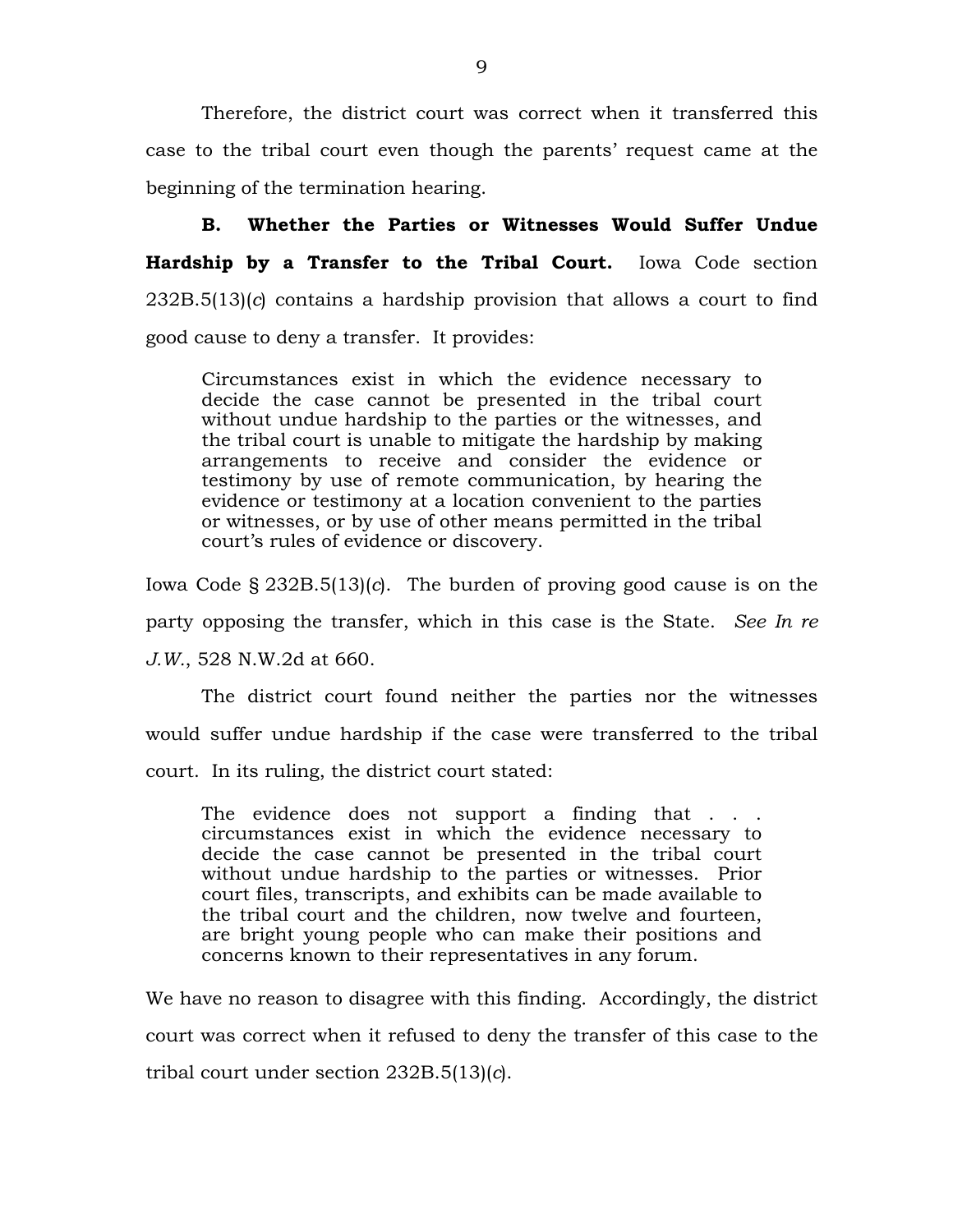Therefore, the district court was correct when it transferred this case to the tribal court even though the parents' request came at the beginning of the termination hearing.

**B. Whether the Parties or Witnesses Would Suffer Undue Hardship by a Transfer to the Tribal Court.** Iowa Code section 232B.5(13)(*c*) contains a hardship provision that allows a court to find good cause to deny a transfer. It provides:

> Circumstances exist in which the evidence necessary to decide the case cannot be presented in the tribal court without undue hardship to the parties or the witnesses, and the tribal court is unable to mitigate the hardship by making arrangements to receive and consider the evidence or testimony by use of remote communication, by hearing the evidence or testimony at a location convenient to the parties or witnesses, or by use of other means permitted in the tribal court's rules of evidence or discovery.

Iowa Code § 232B.5(13)(*c*). The burden of proving good cause is on the party opposing the transfer, which in this case is the State. *See In re J.W.*, 528 N.W.2d at 660.

The district court found neither the parties nor the witnesses would suffer undue hardship if the case were transferred to the tribal court. In its ruling, the district court stated:

> The evidence does not support a finding that . . . circumstances exist in which the evidence necessary to decide the case cannot be presented in the tribal court without undue hardship to the parties or witnesses. Prior court files, transcripts, and exhibits can be made available to the tribal court and the children, now twelve and fourteen, are bright young people who can make their positions and concerns known to their representatives in any forum.

We have no reason to disagree with this finding. Accordingly, the district court was correct when it refused to deny the transfer of this case to the tribal court under section 232B.5(13)(*c*).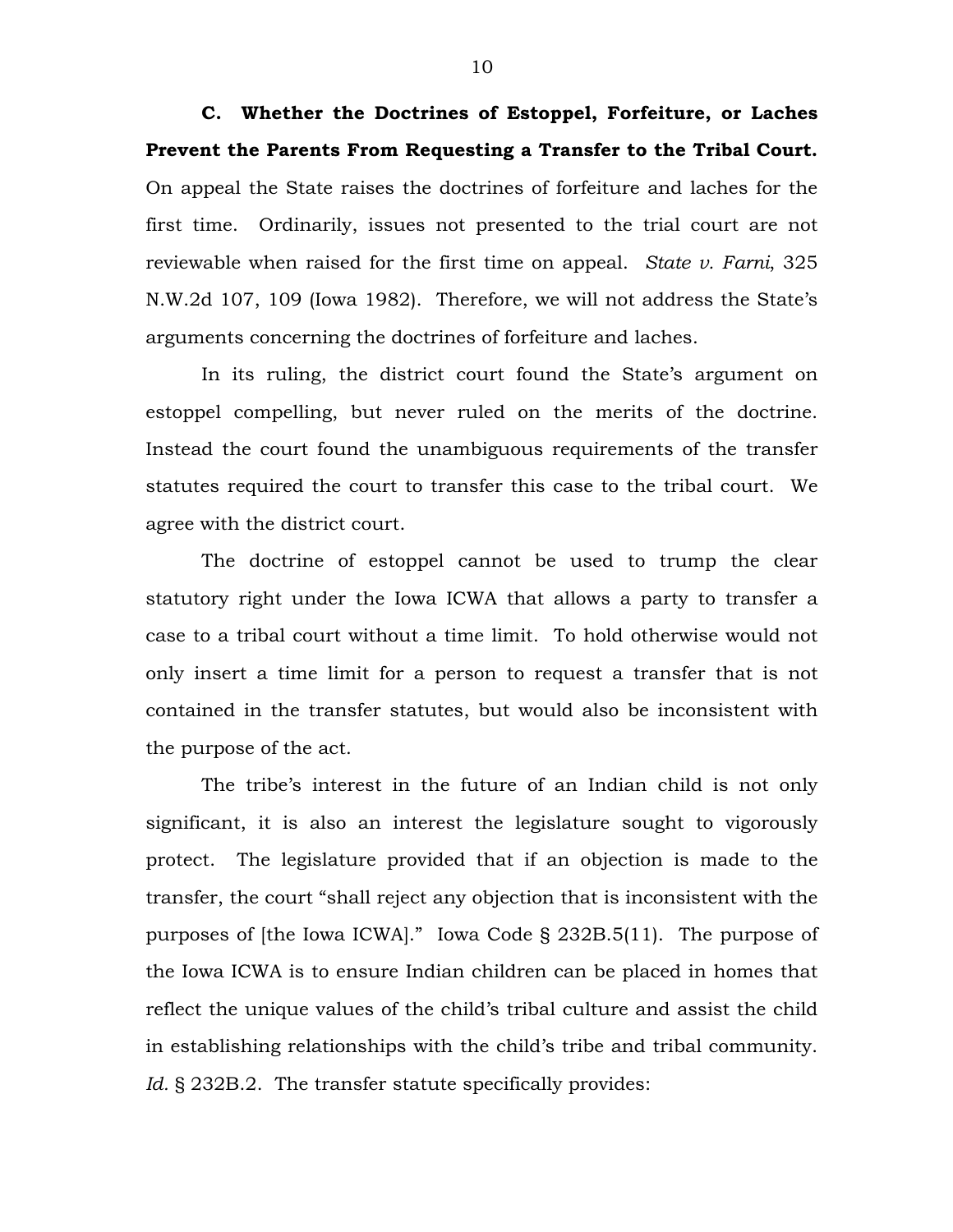**C. Whether the Doctrines of Estoppel, Forfeiture, or Laches Prevent the Parents From Requesting a Transfer to the Tribal Court.** On appeal the State raises the doctrines of forfeiture and laches for the first time. Ordinarily, issues not presented to the trial court are not reviewable when raised for the first time on appeal. *State v. Farni*, 325 N.W.2d 107, 109 (Iowa 1982). Therefore, we will not address the State's arguments concerning the doctrines of forfeiture and laches.

In its ruling, the district court found the State's argument on estoppel compelling, but never ruled on the merits of the doctrine. Instead the court found the unambiguous requirements of the transfer statutes required the court to transfer this case to the tribal court. We agree with the district court.

The doctrine of estoppel cannot be used to trump the clear statutory right under the Iowa ICWA that allows a party to transfer a case to a tribal court without a time limit. To hold otherwise would not only insert a time limit for a person to request a transfer that is not contained in the transfer statutes, but would also be inconsistent with the purpose of the act.

The tribe's interest in the future of an Indian child is not only significant, it is also an interest the legislature sought to vigorously protect. The legislature provided that if an objection is made to the transfer, the court "shall reject any objection that is inconsistent with the purposes of [the Iowa ICWA]." Iowa Code § 232B.5(11). The purpose of the Iowa ICWA is to ensure Indian children can be placed in homes that reflect the unique values of the child's tribal culture and assist the child in establishing relationships with the child's tribe and tribal community. *Id.* § 232B.2. The transfer statute specifically provides: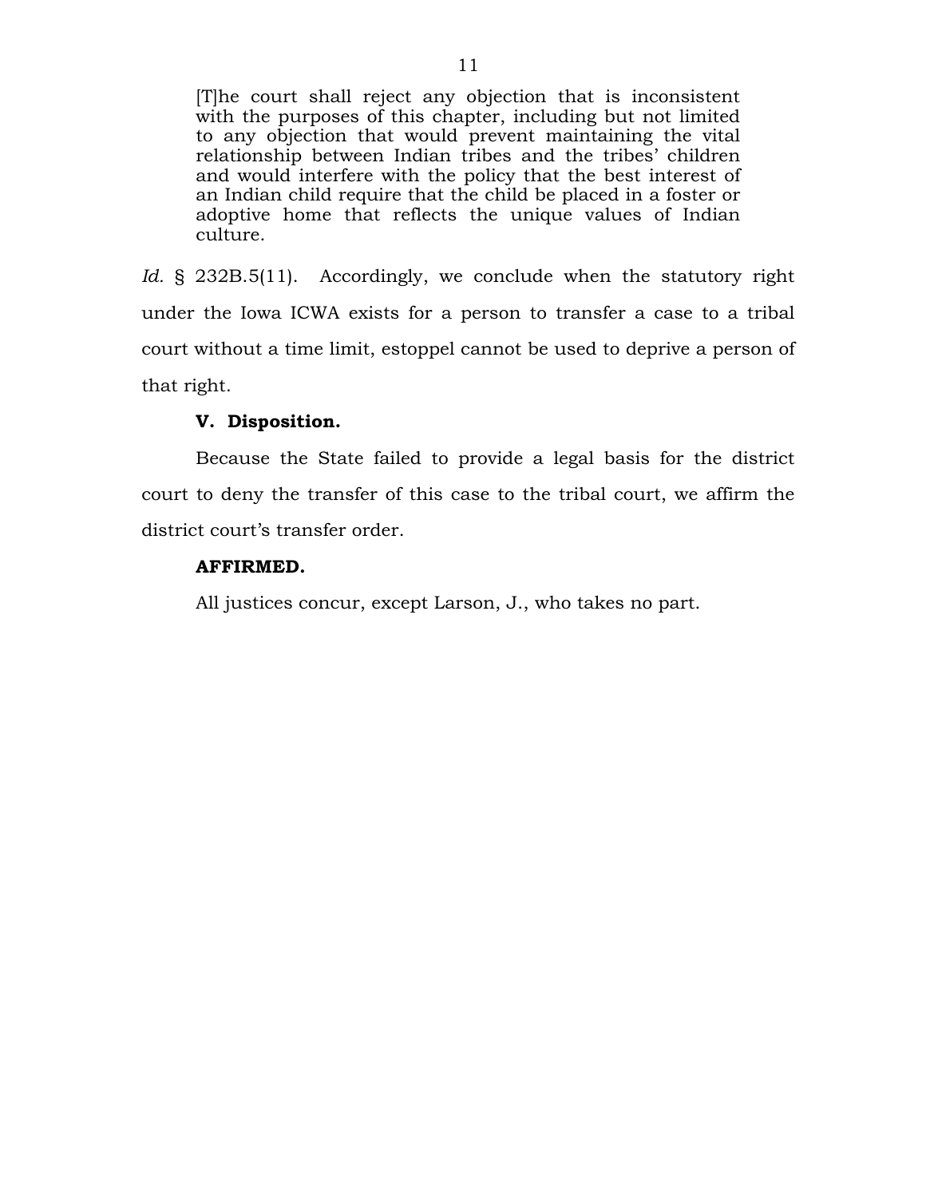> [T]he court shall reject any objection that is inconsistent with the purposes of this chapter, including but not limited to any objection that would prevent maintaining the vital relationship between Indian tribes and the tribes' children and would interfere with the policy that the best interest of an Indian child require that the child be placed in a foster or adoptive home that reflects the unique values of Indian culture.

*Id.* § 232B.5(11). Accordingly, we conclude when the statutory right under the Iowa ICWA exists for a person to transfer a case to a tribal court without a time limit, estoppel cannot be used to deprive a person of that right.

**V. Disposition.**

Because the State failed to provide a legal basis for the district court to deny the transfer of this case to the tribal court, we affirm the district court's transfer order.

**AFFIRMED.**

All justices concur, except Larson, J., who takes no part.